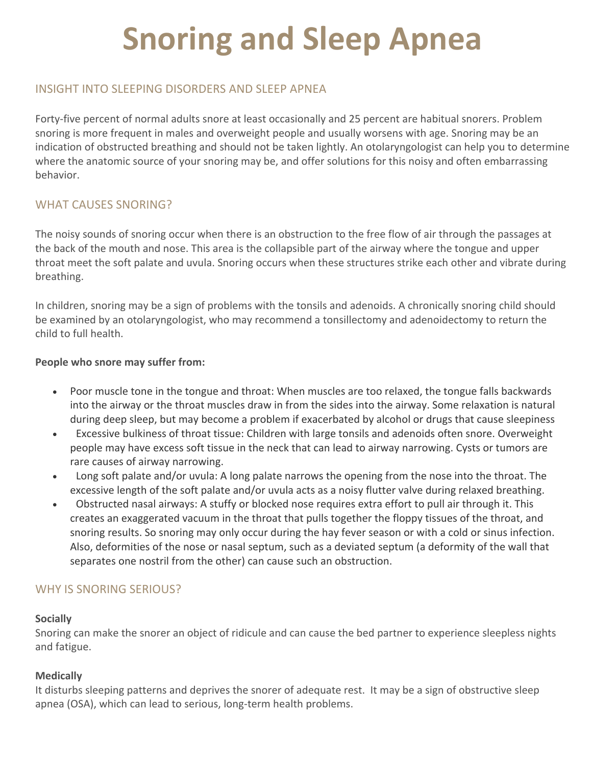# Snoring and Sleep Apnea

## INSIGHT INTO SLEEPING DISORDERS AND SLEEP APNEA

Forty-five percent of normal adults snore at least occasionally and 25 percent are habitual snorers. Problem snoring is more frequent in males and overweight people and usually worsens with age. Snoring may be an indication of obstructed breathing and should not be taken lightly. An otolaryngologist can help you to determine where the anatomic source of your snoring may be, and offer solutions for this noisy and often embarrassing behavior.

## WHAT CAUSES SNORING?

The noisy sounds of snoring occur when there is an obstruction to the free flow of air through the passages at the back of the mouth and nose. This area is the collapsible part of the airway where the tongue and upper throat meet the soft palate and uvula. Snoring occurs when these structures strike each other and vibrate during breathing.

In children, snoring may be a sign of problems with the tonsils and adenoids. A chronically snoring child should be examined by an otolaryngologist, who may recommend a tonsillectomy and adenoidectomy to return the child to full health.

**People who snore may suffer from:**

- Poor muscle tone in the tongue and throat: When muscles are too relaxed, the tongue falls backwards into the airway or the throat muscles draw in from the sides into the airway. Some relaxation is natural during deep sleep, but may become a problem if exacerbated by alcohol or drugs that cause sleepiness
- Excessive bulkiness of throat tissue: Children with large tonsils and adenoids often snore. Overweight people may have excess soft tissue in the neck that can lead to airway narrowing. Cysts or tumors are rare causes of airway narrowing.
- Long soft palate and/or uvula: A long palate narrows the opening from the nose into the throat. The excessive length of the soft palate and/or uvula acts as a noisy flutter valve during relaxed breathing.
- Obstructed nasal airways: A stuffy or blocked nose requires extra effort to pull air through it. This creates an exaggerated vacuum in the throat that pulls together the floppy tissues of the throat, and snoring results. So snoring may only occur during the hay fever season or with a cold or sinus infection. Also, deformities of the nose or nasal septum, such as a deviated septum (a deformity of the wall that separates one nostril from the other) can cause such an obstruction.

## WHY IS SNORING SERIOUS?

**Socially**
Snoring can make the snorer an object of ridicule and can cause the bed partner to experience sleepless nights and fatigue.

**Medically**
It disturbs sleeping patterns and deprives the snorer of adequate rest. It may be a sign of obstructive sleep apnea (OSA), which can lead to serious, long-term health problems.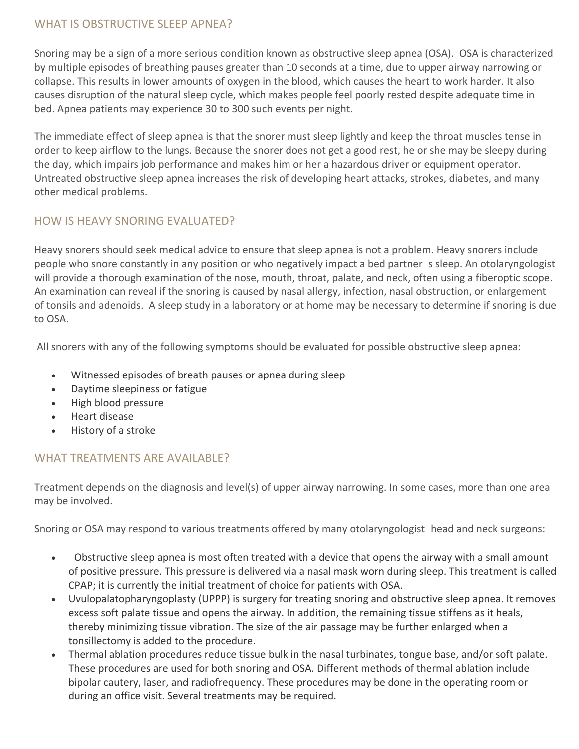## WHAT IS OBSTRUCTIVE SLEEP APNEA?

Snoring may be a sign of a more serious condition known as obstructive sleep apnea (OSA). OSA is characterized by multiple episodes of breathing pauses greater than 10 seconds at a time, due to upper airway narrowing or collapse. This results in lower amounts of oxygen in the blood, which causes the heart to work harder. It also causes disruption of the natural sleep cycle, which makes people feel poorly rested despite adequate time in bed. Apnea patients may experience 30 to 300 such events per night.

The immediate effect of sleep apnea is that the snorer must sleep lightly and keep the throat muscles tense in order to keep airflow to the lungs. Because the snorer does not get a good rest, he or she may be sleepy during the day, which impairs job performance and makes him or her a hazardous driver or equipment operator. Untreated obstructive sleep apnea increases the risk of developing heart attacks, strokes, diabetes, and many other medical problems.

## HOW IS HEAVY SNORING EVALUATED?

Heavy snorers should seek medical advice to ensure that sleep apnea is not a problem. Heavy snorers include people who snore constantly in any position or who negatively impact a bed partner s sleep. An otolaryngologist will provide a thorough examination of the nose, mouth, throat, palate, and neck, often using a fiberoptic scope. An examination can reveal if the snoring is caused by nasal allergy, infection, nasal obstruction, or enlargement of tonsils and adenoids. A sleep study in a laboratory or at home may be necessary to determine if snoring is due to OSA.

All snorers with any of the following symptoms should be evaluated for possible obstructive sleep apnea:

- Witnessed episodes of breath pauses or apnea during sleep
- Daytime sleepiness or fatigue
- High blood pressure
- Heart disease
- History of a stroke

## WHAT TREATMENTS ARE AVAILABLE?

Treatment depends on the diagnosis and level(s) of upper airway narrowing. In some cases, more than one area may be involved.

Snoring or OSA may respond to various treatments offered by many otolaryngologist head and neck surgeons:

- Obstructive sleep apnea is most often treated with a device that opens the airway with a small amount of positive pressure. This pressure is delivered via a nasal mask worn during sleep. This treatment is called CPAP; it is currently the initial treatment of choice for patients with OSA.
- Uvulopalatopharyngoplasty (UPPP) is surgery for treating snoring and obstructive sleep apnea. It removes excess soft palate tissue and opens the airway. In addition, the remaining tissue stiffens as it heals, thereby minimizing tissue vibration. The size of the air passage may be further enlarged when a tonsillectomy is added to the procedure.
- Thermal ablation procedures reduce tissue bulk in the nasal turbinates, tongue base, and/or soft palate. These procedures are used for both snoring and OSA. Different methods of thermal ablation include bipolar cautery, laser, and radiofrequency. These procedures may be done in the operating room or during an office visit. Several treatments may be required.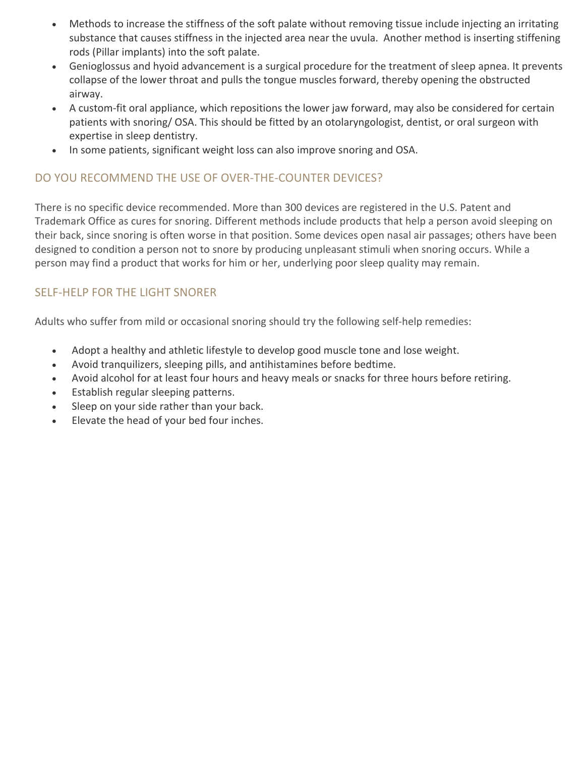- Methods to increase the stiffness of the soft palate without removing tissue include injecting an irritating substance that causes stiffness in the injected area near the uvula. Another method is inserting stiffening rods (Pillar implants) into the soft palate.
- Genioglossus and hyoid advancement is a surgical procedure for the treatment of sleep apnea. It prevents collapse of the lower throat and pulls the tongue muscles forward, thereby opening the obstructed airway.
- A custom-fit oral appliance, which repositions the lower jaw forward, may also be considered for certain patients with snoring/ OSA. This should be fitted by an otolaryngologist, dentist, or oral surgeon with expertise in sleep dentistry.
- In some patients, significant weight loss can also improve snoring and OSA.

## DO YOU RECOMMEND THE USE OF OVER-THE-COUNTER DEVICES?

There is no specific device recommended. More than 300 devices are registered in the U.S. Patent and Trademark Office as cures for snoring. Different methods include products that help a person avoid sleeping on their back, since snoring is often worse in that position. Some devices open nasal air passages; others have been designed to condition a person not to snore by producing unpleasant stimuli when snoring occurs. While a person may find a product that works for him or her, underlying poor sleep quality may remain.

## SELF-HELP FOR THE LIGHT SNORER

Adults who suffer from mild or occasional snoring should try the following self-help remedies:

- Adopt a healthy and athletic lifestyle to develop good muscle tone and lose weight.
- Avoid tranquilizers, sleeping pills, and antihistamines before bedtime.
- Avoid alcohol for at least four hours and heavy meals or snacks for three hours before retiring.
- Establish regular sleeping patterns.
- Sleep on your side rather than your back.
- Elevate the head of your bed four inches.